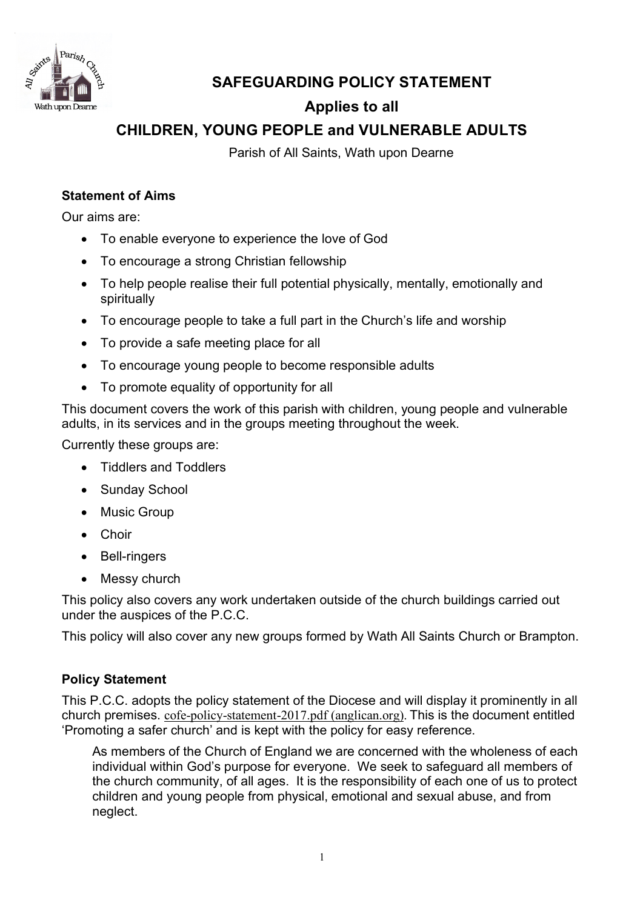# SAFEGUARDING POLICY STATEMENT

## Applies to all

## CHILDREN, YOUNG PEOPLE and VULNERABLE ADULTS

Parish of All Saints, Wath upon Dearne

**Statement of Aims**

Our aims are:

- To enable everyone to experience the love of God
- To encourage a strong Christian fellowship
- To help people realise their full potential physically, mentally, emotionally and spiritually
- To encourage people to take a full part in the Church's life and worship
- To provide a safe meeting place for all
- To encourage young people to become responsible adults
- To promote equality of opportunity for all

This document covers the work of this parish with children, young people and vulnerable adults, in its services and in the groups meeting throughout the week.

Currently these groups are:

- Tiddlers and Toddlers
- Sunday School
- Music Group
- Choir
- Bell-ringers
- Messy church

This policy also covers any work undertaken outside of the church buildings carried out under the auspices of the P.C.C.

This policy will also cover any new groups formed by Wath All Saints Church or Brampton.

**Policy Statement**

This P.C.C. adopts the policy statement of the Diocese and will display it prominently in all church premises. cofe-policy-statement-2017.pdf (anglican.org). This is the document entitled 'Promoting a safer church' and is kept with the policy for easy reference.

> As members of the Church of England we are concerned with the wholeness of each individual within God's purpose for everyone. We seek to safeguard all members of the church community, of all ages. It is the responsibility of each one of us to protect children and young people from physical, emotional and sexual abuse, and from neglect.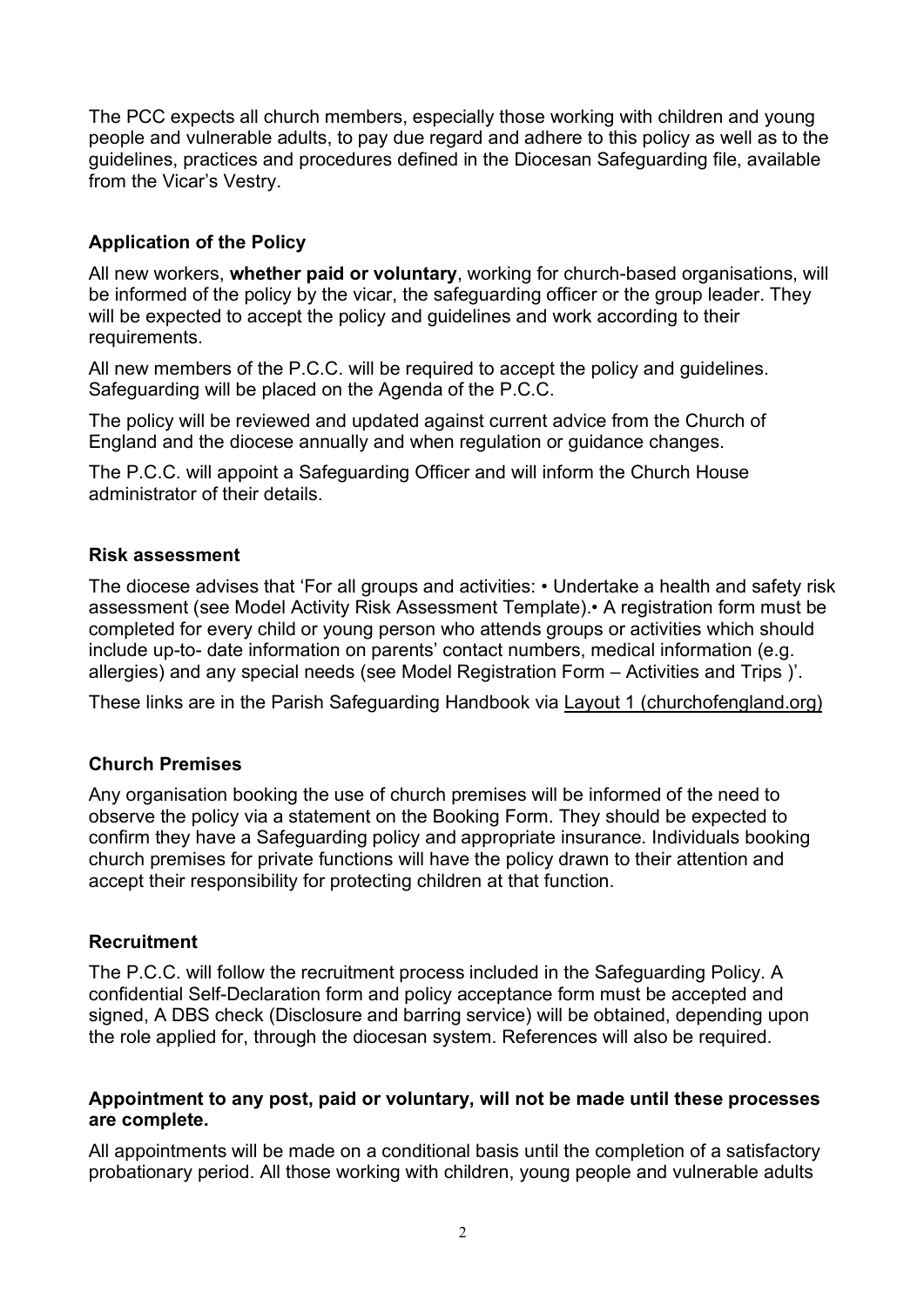The PCC expects all church members, especially those working with children and young people and vulnerable adults, to pay due regard and adhere to this policy as well as to the guidelines, practices and procedures defined in the Diocesan Safeguarding file, available from the Vicar's Vestry.

## Application of the Policy

All new workers, **whether paid or voluntary**, working for church-based organisations, will be informed of the policy by the vicar, the safeguarding officer or the group leader. They will be expected to accept the policy and guidelines and work according to their requirements.

All new members of the P.C.C. will be required to accept the policy and guidelines. Safeguarding will be placed on the Agenda of the P.C.C.

The policy will be reviewed and updated against current advice from the Church of England and the diocese annually and when regulation or guidance changes.

The P.C.C. will appoint a Safeguarding Officer and will inform the Church House administrator of their details.

## Risk assessment

The diocese advises that 'For all groups and activities: • Undertake a health and safety risk assessment (see Model Activity Risk Assessment Template).• A registration form must be completed for every child or young person who attends groups or activities which should include up-to- date information on parents' contact numbers, medical information (e.g. allergies) and any special needs (see Model Registration Form – Activities and Trips )'.

These links are in the Parish Safeguarding Handbook via Layout 1 (churchofengland.org)

## Church Premises

Any organisation booking the use of church premises will be informed of the need to observe the policy via a statement on the Booking Form. They should be expected to confirm they have a Safeguarding policy and appropriate insurance. Individuals booking church premises for private functions will have the policy drawn to their attention and accept their responsibility for protecting children at that function.

## Recruitment

The P.C.C. will follow the recruitment process included in the Safeguarding Policy. A confidential Self-Declaration form and policy acceptance form must be accepted and signed, A DBS check (Disclosure and barring service) will be obtained, depending upon the role applied for, through the diocesan system. References will also be required.

**Appointment to any post, paid or voluntary, will not be made until these processes are complete.**

All appointments will be made on a conditional basis until the completion of a satisfactory probationary period. All those working with children, young people and vulnerable adults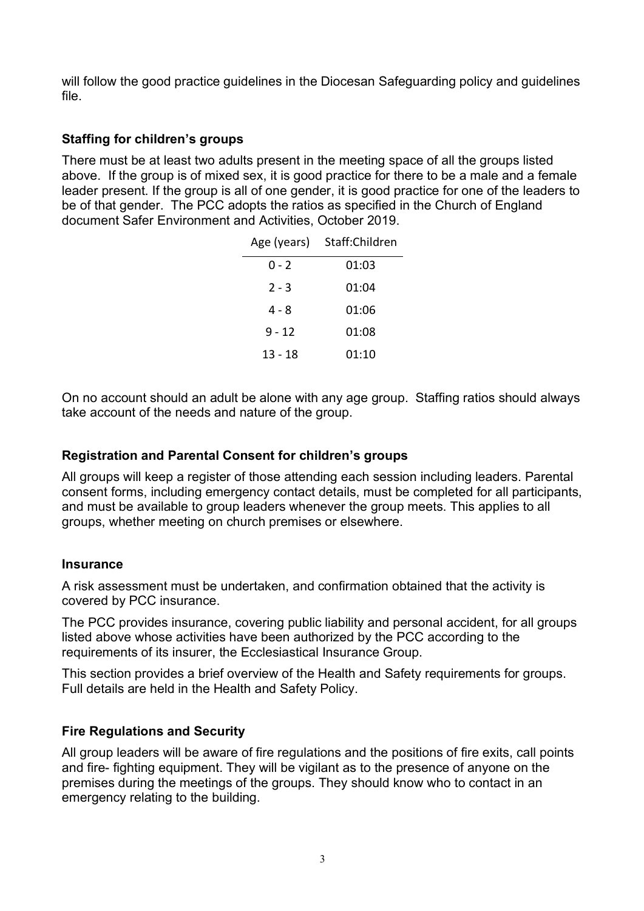will follow the good practice guidelines in the Diocesan Safeguarding policy and guidelines file.

### Staffing for children's groups

There must be at least two adults present in the meeting space of all the groups listed above. If the group is of mixed sex, it is good practice for there to be a male and a female leader present. If the group is all of one gender, it is good practice for one of the leaders to be of that gender. The PCC adopts the ratios as specified in the Church of England document Safer Environment and Activities, October 2019.

| Age (years) | Staff:Children |
|---|---|
| 0 - 2 | 01:03 |
| 2 - 3 | 01:04 |
| 4 - 8 | 01:06 |
| 9 - 12 | 01:08 |
| 13 - 18 | 01:10 |

On no account should an adult be alone with any age group. Staffing ratios should always take account of the needs and nature of the group.

### Registration and Parental Consent for children's groups

All groups will keep a register of those attending each session including leaders. Parental consent forms, including emergency contact details, must be completed for all participants, and must be available to group leaders whenever the group meets. This applies to all groups, whether meeting on church premises or elsewhere.

### Insurance

A risk assessment must be undertaken, and confirmation obtained that the activity is covered by PCC insurance.

The PCC provides insurance, covering public liability and personal accident, for all groups listed above whose activities have been authorized by the PCC according to the requirements of its insurer, the Ecclesiastical Insurance Group.

This section provides a brief overview of the Health and Safety requirements for groups. Full details are held in the Health and Safety Policy.

### Fire Regulations and Security

All group leaders will be aware of fire regulations and the positions of fire exits, call points and fire- fighting equipment. They will be vigilant as to the presence of anyone on the premises during the meetings of the groups. They should know who to contact in an emergency relating to the building.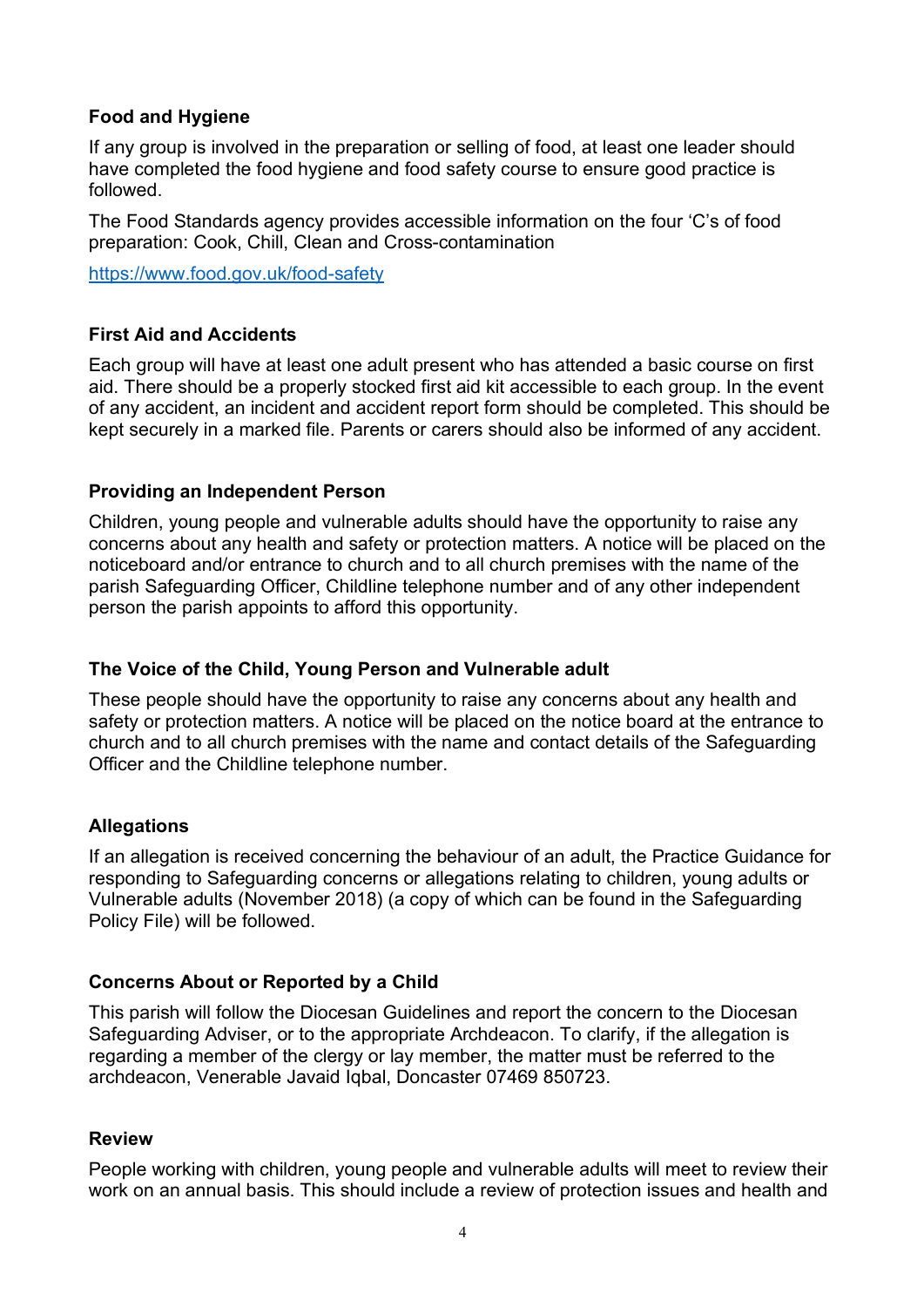**Food and Hygiene**

If any group is involved in the preparation or selling of food, at least one leader should have completed the food hygiene and food safety course to ensure good practice is followed.

The Food Standards agency provides accessible information on the four 'C's of food preparation: Cook, Chill, Clean and Cross-contamination

https://www.food.gov.uk/food-safety

**First Aid and Accidents**

Each group will have at least one adult present who has attended a basic course on first aid. There should be a properly stocked first aid kit accessible to each group. In the event of any accident, an incident and accident report form should be completed. This should be kept securely in a marked file. Parents or carers should also be informed of any accident.

**Providing an Independent Person**

Children, young people and vulnerable adults should have the opportunity to raise any concerns about any health and safety or protection matters. A notice will be placed on the noticeboard and/or entrance to church and to all church premises with the name of the parish Safeguarding Officer, Childline telephone number and of any other independent person the parish appoints to afford this opportunity.

**The Voice of the Child, Young Person and Vulnerable adult**

These people should have the opportunity to raise any concerns about any health and safety or protection matters. A notice will be placed on the notice board at the entrance to church and to all church premises with the name and contact details of the Safeguarding Officer and the Childline telephone number.

**Allegations**

If an allegation is received concerning the behaviour of an adult, the Practice Guidance for responding to Safeguarding concerns or allegations relating to children, young adults or Vulnerable adults (November 2018) (a copy of which can be found in the Safeguarding Policy File) will be followed.

**Concerns About or Reported by a Child**

This parish will follow the Diocesan Guidelines and report the concern to the Diocesan Safeguarding Adviser, or to the appropriate Archdeacon. To clarify, if the allegation is regarding a member of the clergy or lay member, the matter must be referred to the archdeacon, Venerable Javaid Iqbal, Doncaster 07469 850723.

**Review**

People working with children, young people and vulnerable adults will meet to review their work on an annual basis. This should include a review of protection issues and health and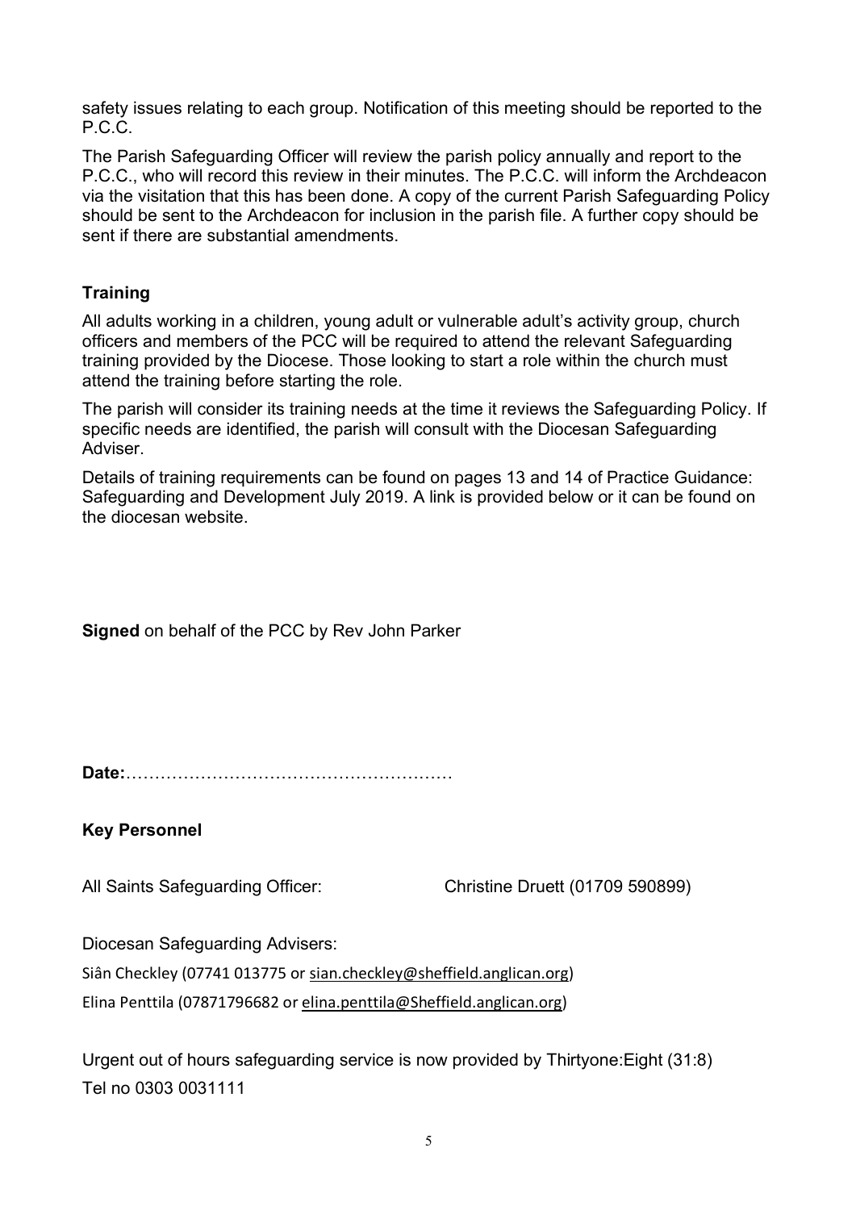safety issues relating to each group. Notification of this meeting should be reported to the P.C.C.

The Parish Safeguarding Officer will review the parish policy annually and report to the P.C.C., who will record this review in their minutes. The P.C.C. will inform the Archdeacon via the visitation that this has been done. A copy of the current Parish Safeguarding Policy should be sent to the Archdeacon for inclusion in the parish file. A further copy should be sent if there are substantial amendments.

### Training

All adults working in a children, young adult or vulnerable adult's activity group, church officers and members of the PCC will be required to attend the relevant Safeguarding training provided by the Diocese. Those looking to start a role within the church must attend the training before starting the role.

The parish will consider its training needs at the time it reviews the Safeguarding Policy. If specific needs are identified, the parish will consult with the Diocesan Safeguarding Adviser.

Details of training requirements can be found on pages 13 and 14 of Practice Guidance: Safeguarding and Development July 2019. A link is provided below or it can be found on the diocesan website.

**Signed** on behalf of the PCC by Rev John Parker

**Date:**…………………………………………………

### Key Personnel

All Saints Safeguarding Officer: Christine Druett (01709 590899)

Diocesan Safeguarding Advisers:

Siân Checkley (07741 013775 or sian.checkley@sheffield.anglican.org)

Elina Penttila (07871796682 or elina.penttila@Sheffield.anglican.org)

Urgent out of hours safeguarding service is now provided by Thirtyone:Eight (31:8)
Tel no 0303 0031111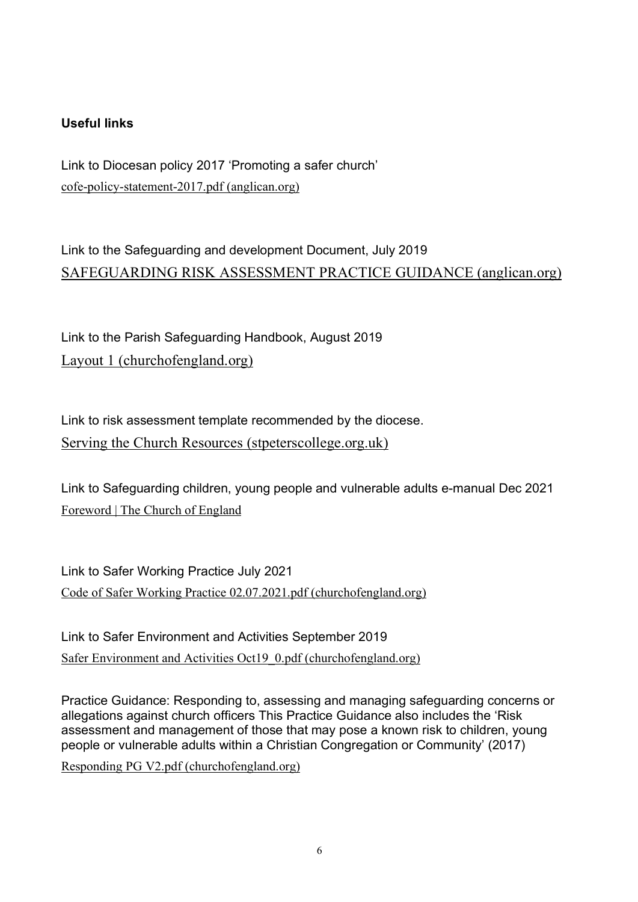**Useful links**

Link to Diocesan policy 2017 'Promoting a safer church'
cofe-policy-statement-2017.pdf (anglican.org)

Link to the Safeguarding and development Document, July 2019
SAFEGUARDING RISK ASSESSMENT PRACTICE GUIDANCE (anglican.org)

Link to the Parish Safeguarding Handbook, August 2019
Layout 1 (churchofengland.org)

Link to risk assessment template recommended by the diocese.
Serving the Church Resources (stpeterscollege.org.uk)

Link to Safeguarding children, young people and vulnerable adults e-manual Dec 2021
Foreword | The Church of England

Link to Safer Working Practice July 2021
Code of Safer Working Practice 02.07.2021.pdf (churchofengland.org)

Link to Safer Environment and Activities September 2019
Safer Environment and Activities Oct19_0.pdf (churchofengland.org)

Practice Guidance: Responding to, assessing and managing safeguarding concerns or allegations against church officers This Practice Guidance also includes the 'Risk assessment and management of those that may pose a known risk to children, young people or vulnerable adults within a Christian Congregation or Community' (2017)

Responding PG V2.pdf (churchofengland.org)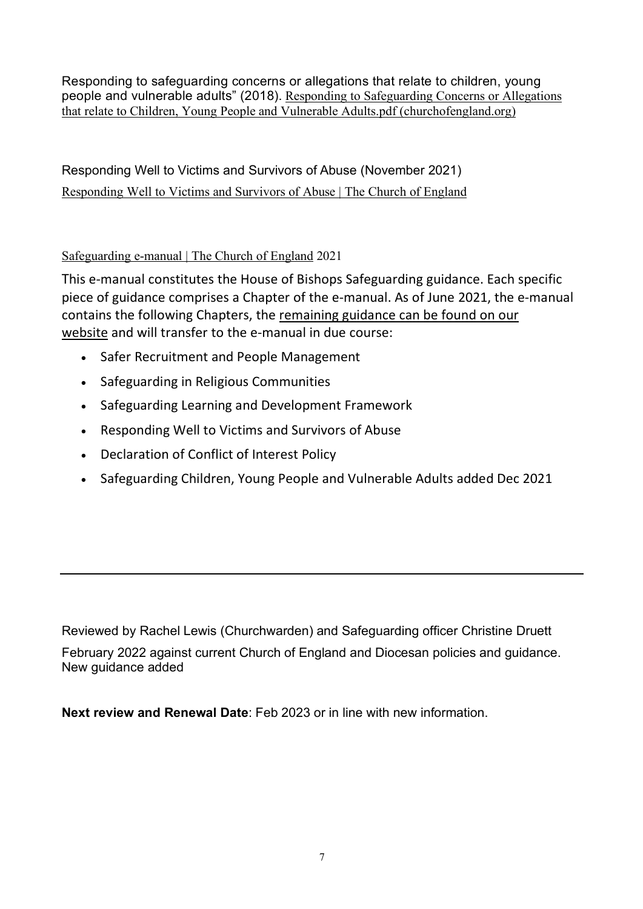Responding to safeguarding concerns or allegations that relate to children, young people and vulnerable adults" (2018). Responding to Safeguarding Concerns or Allegations that relate to Children, Young People and Vulnerable Adults.pdf (churchofengland.org)

Responding Well to Victims and Survivors of Abuse (November 2021)

Responding Well to Victims and Survivors of Abuse | The Church of England

Safeguarding e-manual | The Church of England 2021

This e-manual constitutes the House of Bishops Safeguarding guidance. Each specific piece of guidance comprises a Chapter of the e-manual. As of June 2021, the e-manual contains the following Chapters, the remaining guidance can be found on our website and will transfer to the e-manual in due course:

- Safer Recruitment and People Management
- Safeguarding in Religious Communities
- Safeguarding Learning and Development Framework
- Responding Well to Victims and Survivors of Abuse
- Declaration of Conflict of Interest Policy
- Safeguarding Children, Young People and Vulnerable Adults added Dec 2021

---

Reviewed by Rachel Lewis (Churchwarden) and Safeguarding officer Christine Druett

February 2022 against current Church of England and Diocesan policies and guidance. New guidance added

**Next review and Renewal Date**: Feb 2023 or in line with new information.